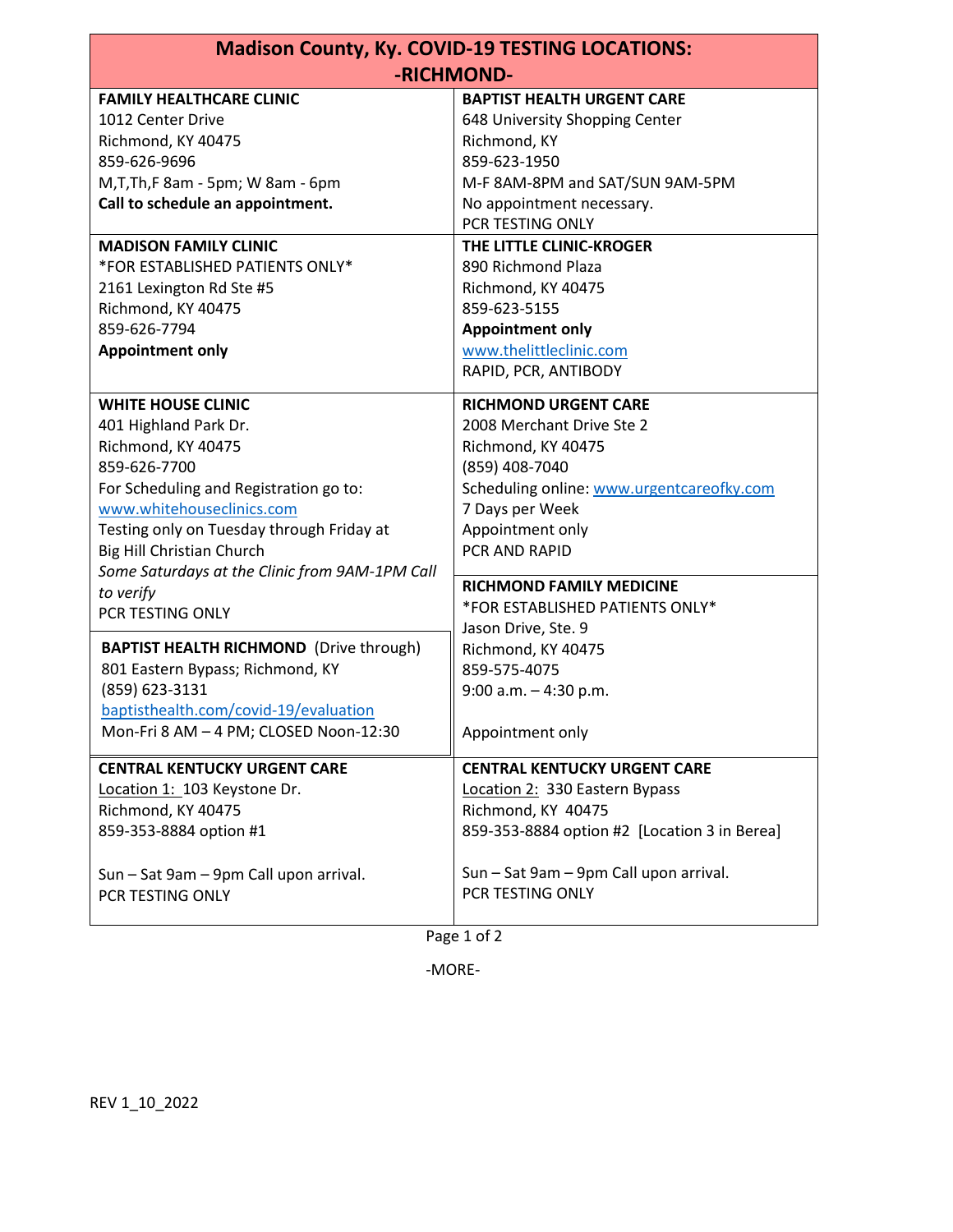# Madison County, Ky. COVID-19 TESTING LOCATIONS:
## -RICHMOND-

**FAMILY HEALTHCARE CLINIC**
1012 Center Drive
Richmond, KY 40475
859-626-9696
M,T,Th,F 8am - 5pm; W 8am - 6pm
**Call to schedule an appointment.**

**BAPTIST HEALTH URGENT CARE**
648 University Shopping Center
Richmond, KY
859-623-1950
M-F 8AM-8PM and SAT/SUN 9AM-5PM
No appointment necessary.
PCR TESTING ONLY

**MADISON FAMILY CLINIC**
*FOR ESTABLISHED PATIENTS ONLY*
2161 Lexington Rd Ste #5
Richmond, KY 40475
859-626-7794
**Appointment only**

**THE LITTLE CLINIC-KROGER**
890 Richmond Plaza
Richmond, KY 40475
859-623-5155
**Appointment only**
www.thelittleclinic.com
RAPID, PCR, ANTIBODY

**WHITE HOUSE CLINIC**
401 Highland Park Dr.
Richmond, KY 40475
859-626-7700
For Scheduling and Registration go to:
www.whitehouseclinics.com
Testing only on Tuesday through Friday at
Big Hill Christian Church
*Some Saturdays at the Clinic from 9AM-1PM Call to verify*
PCR TESTING ONLY

**RICHMOND URGENT CARE**
2008 Merchant Drive Ste 2
Richmond, KY 40475
(859) 408-7040
Scheduling online: www.urgentcareofky.com
7 Days per Week
Appointment only
PCR AND RAPID

**BAPTIST HEALTH RICHMOND** (Drive through)
801 Eastern Bypass; Richmond, KY
(859) 623-3131
baptisthealth.com/covid-19/evaluation
Mon-Fri 8 AM – 4 PM; CLOSED Noon-12:30

**RICHMOND FAMILY MEDICINE**
*FOR ESTABLISHED PATIENTS ONLY*
Jason Drive, Ste. 9
Richmond, KY 40475
859-575-4075
9:00 a.m. – 4:30 p.m.

Appointment only

**CENTRAL KENTUCKY URGENT CARE**
Location 1: 103 Keystone Dr.
Richmond, KY 40475
859-353-8884 option #1

Sun – Sat 9am – 9pm Call upon arrival.
PCR TESTING ONLY

**CENTRAL KENTUCKY URGENT CARE**
Location 2: 330 Eastern Bypass
Richmond, KY 40475
859-353-8884 option #2 [Location 3 in Berea]

Sun – Sat 9am – 9pm Call upon arrival.
PCR TESTING ONLY

-MORE-

REV 1_10_2022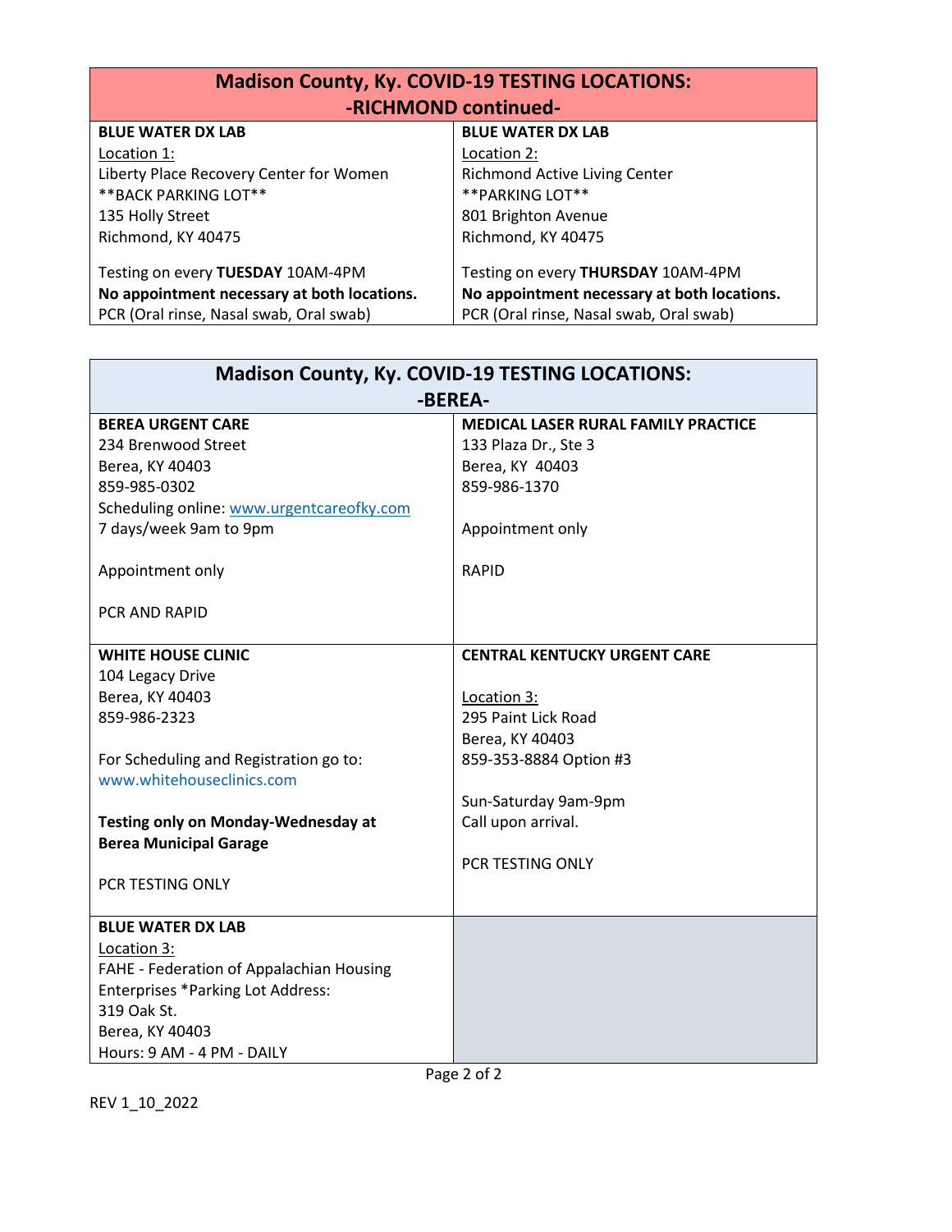| Madison County, Ky. COVID-19 TESTING LOCATIONS: -RICHMOND continued- | |
|---|---|
| **BLUE WATER DX LAB**<br>Location 1:<br>Liberty Place Recovery Center for Women<br>**BACK PARKING LOT**<br>135 Holly Street<br>Richmond, KY 40475<br><br>Testing on every **TUESDAY** 10AM-4PM<br>**No appointment necessary at both locations.**<br>PCR (Oral rinse, Nasal swab, Oral swab) | **BLUE WATER DX LAB**<br>Location 2:<br>Richmond Active Living Center<br>**PARKING LOT**<br>801 Brighton Avenue<br>Richmond, KY 40475<br><br>Testing on every **THURSDAY** 10AM-4PM<br>**No appointment necessary at both locations.**<br>PCR (Oral rinse, Nasal swab, Oral swab) |

| Madison County, Ky. COVID-19 TESTING LOCATIONS: -BEREA- | |
|---|---|
| **BEREA URGENT CARE**<br>234 Brenwood Street<br>Berea, KY 40403<br>859-985-0302<br>Scheduling online: www.urgentcareofky.com<br>7 days/week 9am to 9pm<br><br>Appointment only<br><br>PCR AND RAPID | **MEDICAL LASER RURAL FAMILY PRACTICE**<br>133 Plaza Dr., Ste 3<br>Berea, KY 40403<br>859-986-1370<br><br>Appointment only<br><br>RAPID |
| **WHITE HOUSE CLINIC**<br>104 Legacy Drive<br>Berea, KY 40403<br>859-986-2323<br><br>For Scheduling and Registration go to:<br>www.whitehouseclinics.com<br><br>**Testing only on Monday-Wednesday at Berea Municipal Garage**<br><br>PCR TESTING ONLY | **CENTRAL KENTUCKY URGENT CARE**<br><br>Location 3:<br>295 Paint Lick Road<br>Berea, KY 40403<br>859-353-8884 Option #3<br><br>Sun-Saturday 9am-9pm<br>Call upon arrival.<br><br>PCR TESTING ONLY |
| **BLUE WATER DX LAB**<br>Location 3:<br>FAHE - Federation of Appalachian Housing Enterprises *Parking Lot Address:<br>319 Oak St.<br>Berea, KY 40403<br>Hours: 9 AM - 4 PM - DAILY | |

REV 1_10_2022